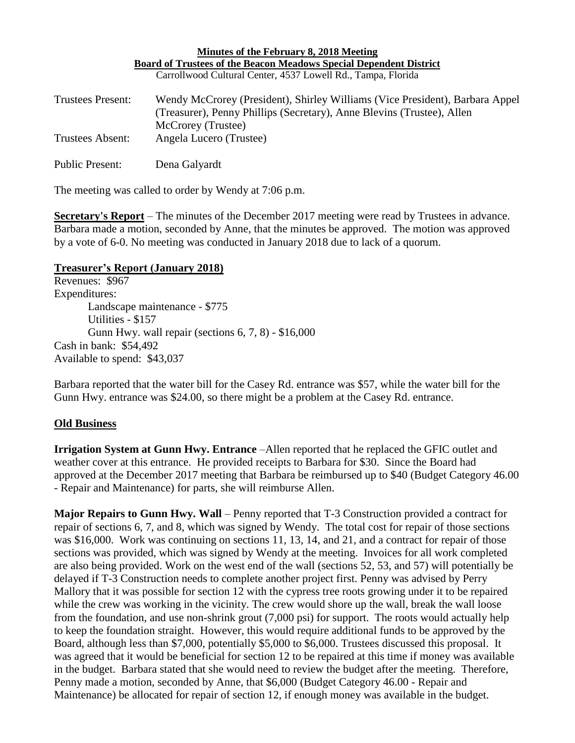**Minutes of the February 8, 2018 Meeting**
**Board of Trustees of the Beacon Meadows Special Dependent District**
Carrollwood Cultural Center, 4537 Lowell Rd., Tampa, Florida

Trustees Present: Wendy McCrorey (President), Shirley Williams (Vice President), Barbara Appel (Treasurer), Penny Phillips (Secretary), Anne Blevins (Trustee), Allen McCrorey (Trustee)

Trustees Absent: Angela Lucero (Trustee)

Public Present: Dena Galyardt

The meeting was called to order by Wendy at 7:06 p.m.

**Secretary's Report** – The minutes of the December 2017 meeting were read by Trustees in advance. Barbara made a motion, seconded by Anne, that the minutes be approved. The motion was approved by a vote of 6-0. No meeting was conducted in January 2018 due to lack of a quorum.

**Treasurer's Report (January 2018)**

Revenues: $967
Expenditures:
- Landscape maintenance - $775
- Utilities - $157
- Gunn Hwy. wall repair (sections 6, 7, 8) - $16,000

Cash in bank: $54,492
Available to spend: $43,037

Barbara reported that the water bill for the Casey Rd. entrance was $57, while the water bill for the Gunn Hwy. entrance was $24.00, so there might be a problem at the Casey Rd. entrance.

**Old Business**

**Irrigation System at Gunn Hwy. Entrance** –Allen reported that he replaced the GFIC outlet and weather cover at this entrance. He provided receipts to Barbara for $30. Since the Board had approved at the December 2017 meeting that Barbara be reimbursed up to $40 (Budget Category 46.00 - Repair and Maintenance) for parts, she will reimburse Allen.

**Major Repairs to Gunn Hwy. Wall** – Penny reported that T-3 Construction provided a contract for repair of sections 6, 7, and 8, which was signed by Wendy. The total cost for repair of those sections was $16,000. Work was continuing on sections 11, 13, 14, and 21, and a contract for repair of those sections was provided, which was signed by Wendy at the meeting. Invoices for all work completed are also being provided. Work on the west end of the wall (sections 52, 53, and 57) will potentially be delayed if T-3 Construction needs to complete another project first. Penny was advised by Perry Mallory that it was possible for section 12 with the cypress tree roots growing under it to be repaired while the crew was working in the vicinity. The crew would shore up the wall, break the wall loose from the foundation, and use non-shrink grout (7,000 psi) for support. The roots would actually help to keep the foundation straight. However, this would require additional funds to be approved by the Board, although less than $7,000, potentially $5,000 to $6,000. Trustees discussed this proposal. It was agreed that it would be beneficial for section 12 to be repaired at this time if money was available in the budget. Barbara stated that she would need to review the budget after the meeting. Therefore, Penny made a motion, seconded by Anne, that $6,000 (Budget Category 46.00 - Repair and Maintenance) be allocated for repair of section 12, if enough money was available in the budget.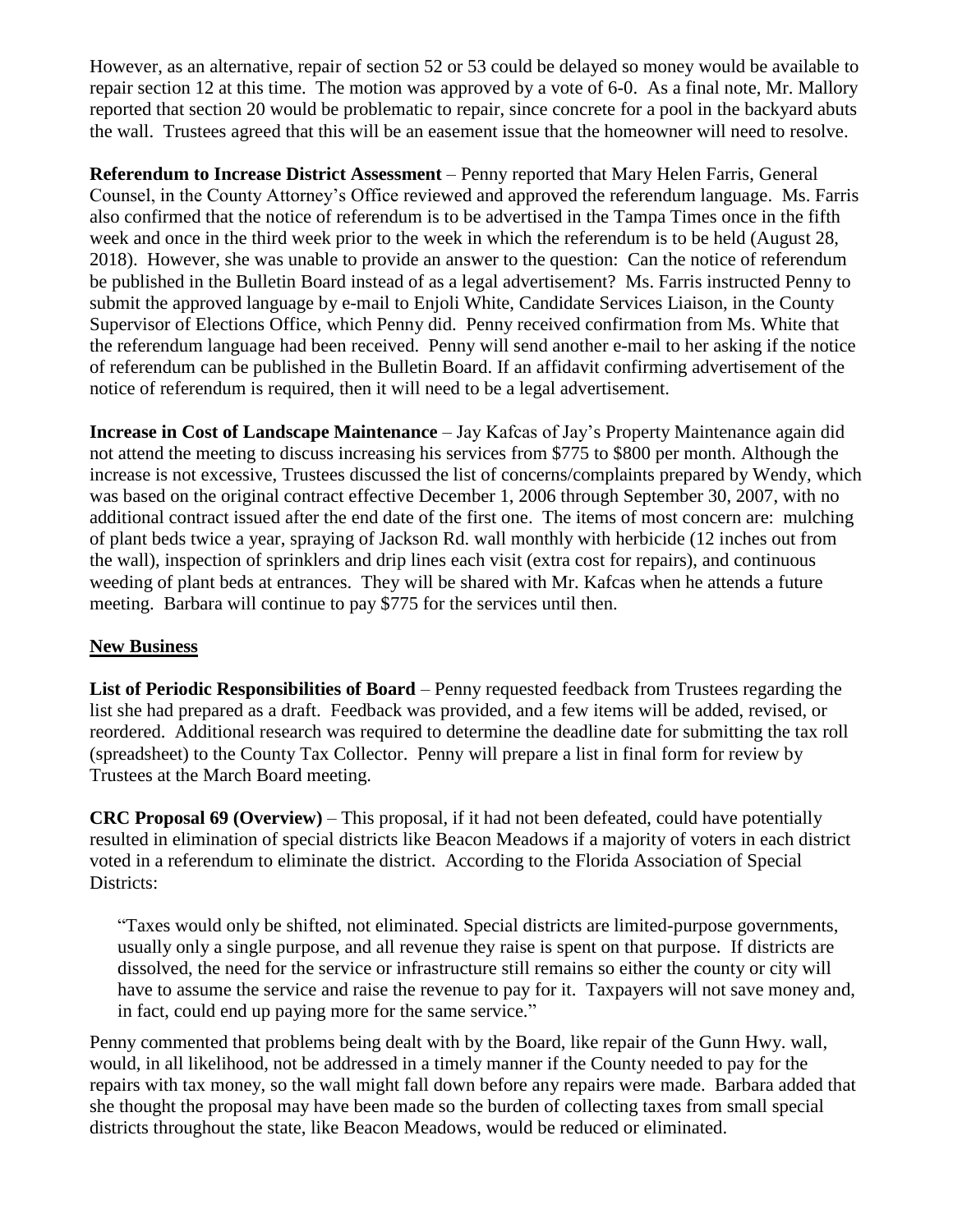However, as an alternative, repair of section 52 or 53 could be delayed so money would be available to repair section 12 at this time. The motion was approved by a vote of 6-0. As a final note, Mr. Mallory reported that section 20 would be problematic to repair, since concrete for a pool in the backyard abuts the wall. Trustees agreed that this will be an easement issue that the homeowner will need to resolve.

**Referendum to Increase District Assessment** – Penny reported that Mary Helen Farris, General Counsel, in the County Attorney's Office reviewed and approved the referendum language. Ms. Farris also confirmed that the notice of referendum is to be advertised in the Tampa Times once in the fifth week and once in the third week prior to the week in which the referendum is to be held (August 28, 2018). However, she was unable to provide an answer to the question: Can the notice of referendum be published in the Bulletin Board instead of as a legal advertisement? Ms. Farris instructed Penny to submit the approved language by e-mail to Enjoli White, Candidate Services Liaison, in the County Supervisor of Elections Office, which Penny did. Penny received confirmation from Ms. White that the referendum language had been received. Penny will send another e-mail to her asking if the notice of referendum can be published in the Bulletin Board. If an affidavit confirming advertisement of the notice of referendum is required, then it will need to be a legal advertisement.

**Increase in Cost of Landscape Maintenance** – Jay Kafcas of Jay's Property Maintenance again did not attend the meeting to discuss increasing his services from $775 to $800 per month. Although the increase is not excessive, Trustees discussed the list of concerns/complaints prepared by Wendy, which was based on the original contract effective December 1, 2006 through September 30, 2007, with no additional contract issued after the end date of the first one. The items of most concern are: mulching of plant beds twice a year, spraying of Jackson Rd. wall monthly with herbicide (12 inches out from the wall), inspection of sprinklers and drip lines each visit (extra cost for repairs), and continuous weeding of plant beds at entrances. They will be shared with Mr. Kafcas when he attends a future meeting. Barbara will continue to pay $775 for the services until then.

## New Business

**List of Periodic Responsibilities of Board** – Penny requested feedback from Trustees regarding the list she had prepared as a draft. Feedback was provided, and a few items will be added, revised, or reordered. Additional research was required to determine the deadline date for submitting the tax roll (spreadsheet) to the County Tax Collector. Penny will prepare a list in final form for review by Trustees at the March Board meeting.

**CRC Proposal 69 (Overview)** – This proposal, if it had not been defeated, could have potentially resulted in elimination of special districts like Beacon Meadows if a majority of voters in each district voted in a referendum to eliminate the district. According to the Florida Association of Special Districts:

> "Taxes would only be shifted, not eliminated. Special districts are limited-purpose governments, usually only a single purpose, and all revenue they raise is spent on that purpose. If districts are dissolved, the need for the service or infrastructure still remains so either the county or city will have to assume the service and raise the revenue to pay for it. Taxpayers will not save money and, in fact, could end up paying more for the same service."

Penny commented that problems being dealt with by the Board, like repair of the Gunn Hwy. wall, would, in all likelihood, not be addressed in a timely manner if the County needed to pay for the repairs with tax money, so the wall might fall down before any repairs were made. Barbara added that she thought the proposal may have been made so the burden of collecting taxes from small special districts throughout the state, like Beacon Meadows, would be reduced or eliminated.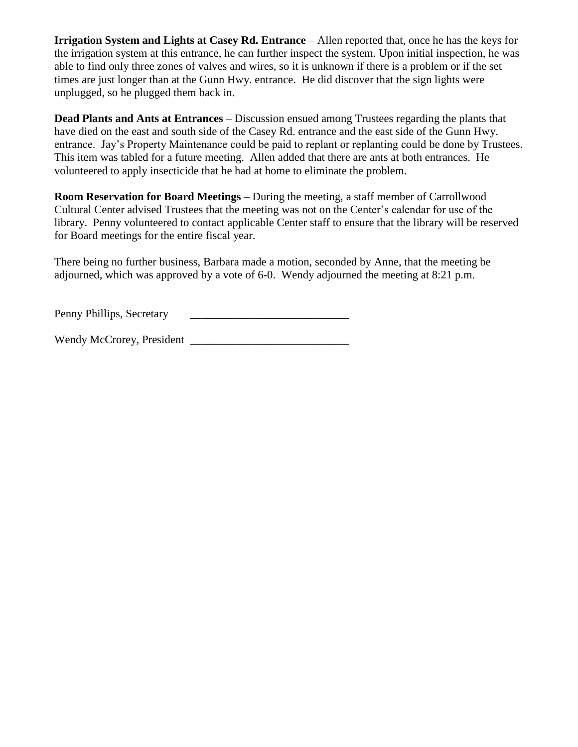**Irrigation System and Lights at Casey Rd. Entrance** – Allen reported that, once he has the keys for the irrigation system at this entrance, he can further inspect the system. Upon initial inspection, he was able to find only three zones of valves and wires, so it is unknown if there is a problem or if the set times are just longer than at the Gunn Hwy. entrance. He did discover that the sign lights were unplugged, so he plugged them back in.

**Dead Plants and Ants at Entrances** – Discussion ensued among Trustees regarding the plants that have died on the east and south side of the Casey Rd. entrance and the east side of the Gunn Hwy. entrance. Jay's Property Maintenance could be paid to replant or replanting could be done by Trustees. This item was tabled for a future meeting. Allen added that there are ants at both entrances. He volunteered to apply insecticide that he had at home to eliminate the problem.

**Room Reservation for Board Meetings** – During the meeting, a staff member of Carrollwood Cultural Center advised Trustees that the meeting was not on the Center's calendar for use of the library. Penny volunteered to contact applicable Center staff to ensure that the library will be reserved for Board meetings for the entire fiscal year.

There being no further business, Barbara made a motion, seconded by Anne, that the meeting be adjourned, which was approved by a vote of 6-0. Wendy adjourned the meeting at 8:21 p.m.

Penny Phillips, Secretary ____________________________

Wendy McCrorey, President ____________________________